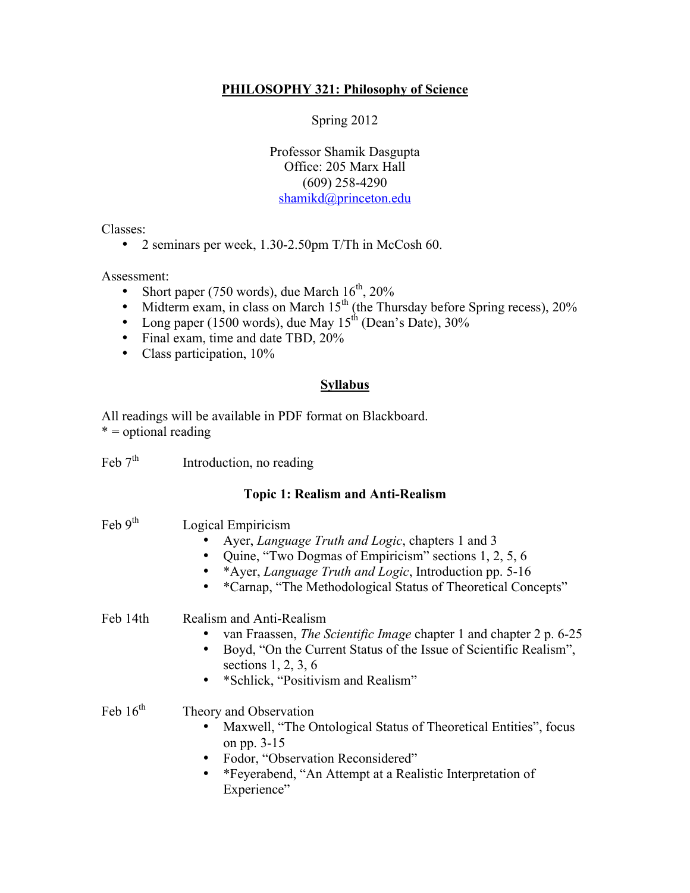# PHILOSOPHY 321: Philosophy of Science

Spring 2012

Professor Shamik Dasgupta
Office: 205 Marx Hall
(609) 258-4290
shamikd@princeton.edu

Classes:

- 2 seminars per week, 1.30-2.50pm T/Th in McCosh 60.

Assessment:

- Short paper (750 words), due March 16th, 20%
- Midterm exam, in class on March 15th (the Thursday before Spring recess), 20%
- Long paper (1500 words), due May 15th (Dean's Date), 30%
- Final exam, time and date TBD, 20%
- Class participation, 10%

## Syllabus

All readings will be available in PDF format on Blackboard.
* = optional reading

**Feb 7th** Introduction, no reading

### Topic 1: Realism and Anti-Realism

**Feb 9th** Logical Empiricism

- Ayer, *Language Truth and Logic*, chapters 1 and 3
- Quine, "Two Dogmas of Empiricism" sections 1, 2, 5, 6
- *Ayer, *Language Truth and Logic*, Introduction pp. 5-16
- *Carnap, "The Methodological Status of Theoretical Concepts"

**Feb 14th** Realism and Anti-Realism

- van Fraassen, *The Scientific Image* chapter 1 and chapter 2 p. 6-25
- Boyd, "On the Current Status of the Issue of Scientific Realism", sections 1, 2, 3, 6
- *Schlick, "Positivism and Realism"

**Feb 16th** Theory and Observation

- Maxwell, "The Ontological Status of Theoretical Entities", focus on pp. 3-15
- Fodor, "Observation Reconsidered"
- *Feyerabend, "An Attempt at a Realistic Interpretation of Experience"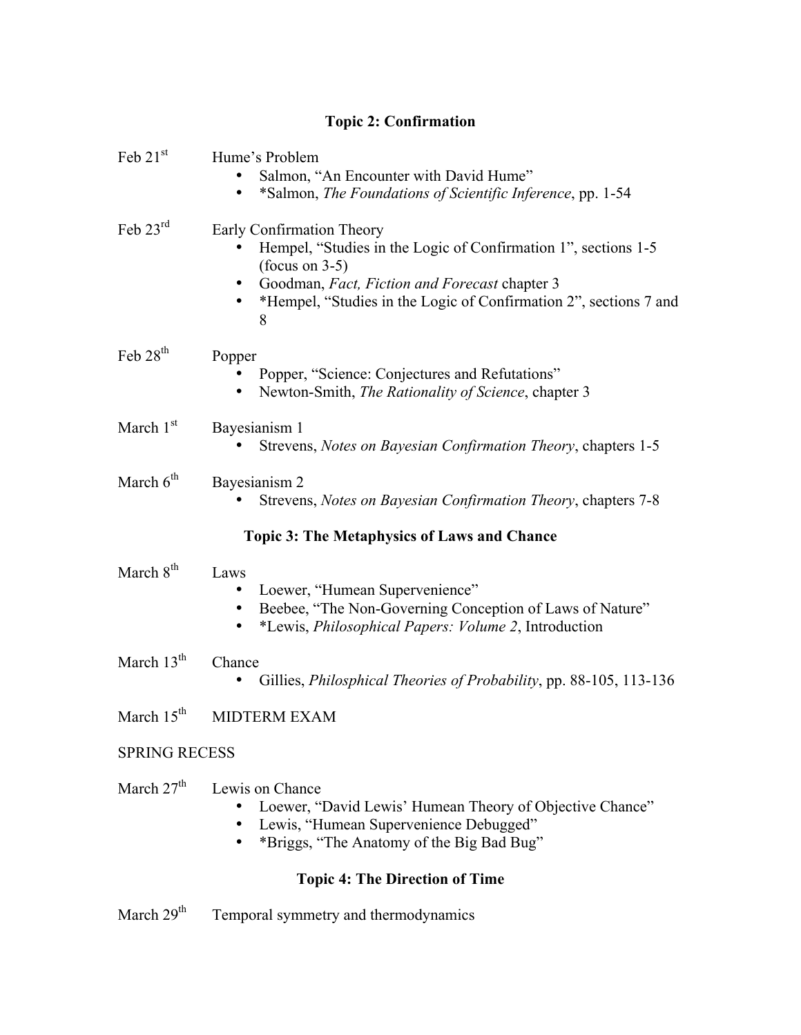## Topic 2: Confirmation

**Feb 21st** Hume's Problem

- Salmon, "An Encounter with David Hume"
- *Salmon, *The Foundations of Scientific Inference*, pp. 1-54

**Feb 23rd** Early Confirmation Theory

- Hempel, "Studies in the Logic of Confirmation 1", sections 1-5 (focus on 3-5)
- Goodman, *Fact, Fiction and Forecast* chapter 3
- *Hempel, "Studies in the Logic of Confirmation 2", sections 7 and 8

**Feb 28th** Popper

- Popper, "Science: Conjectures and Refutations"
- Newton-Smith, *The Rationality of Science*, chapter 3

**March 1st** Bayesianism 1

- Strevens, *Notes on Bayesian Confirmation Theory*, chapters 1-5

**March 6th** Bayesianism 2

- Strevens, *Notes on Bayesian Confirmation Theory*, chapters 7-8

## Topic 3: The Metaphysics of Laws and Chance

**March 8th** Laws

- Loewer, "Humean Supervenience"
- Beebee, "The Non-Governing Conception of Laws of Nature"
- *Lewis, *Philosophical Papers: Volume 2*, Introduction

**March 13th** Chance

- Gillies, *Philosphical Theories of Probability*, pp. 88-105, 113-136

**March 15th** MIDTERM EXAM

SPRING RECESS

**March 27th** Lewis on Chance

- Loewer, "David Lewis' Humean Theory of Objective Chance"
- Lewis, "Humean Supervenience Debugged"
- *Briggs, "The Anatomy of the Big Bad Bug"

## Topic 4: The Direction of Time

**March 29th** Temporal symmetry and thermodynamics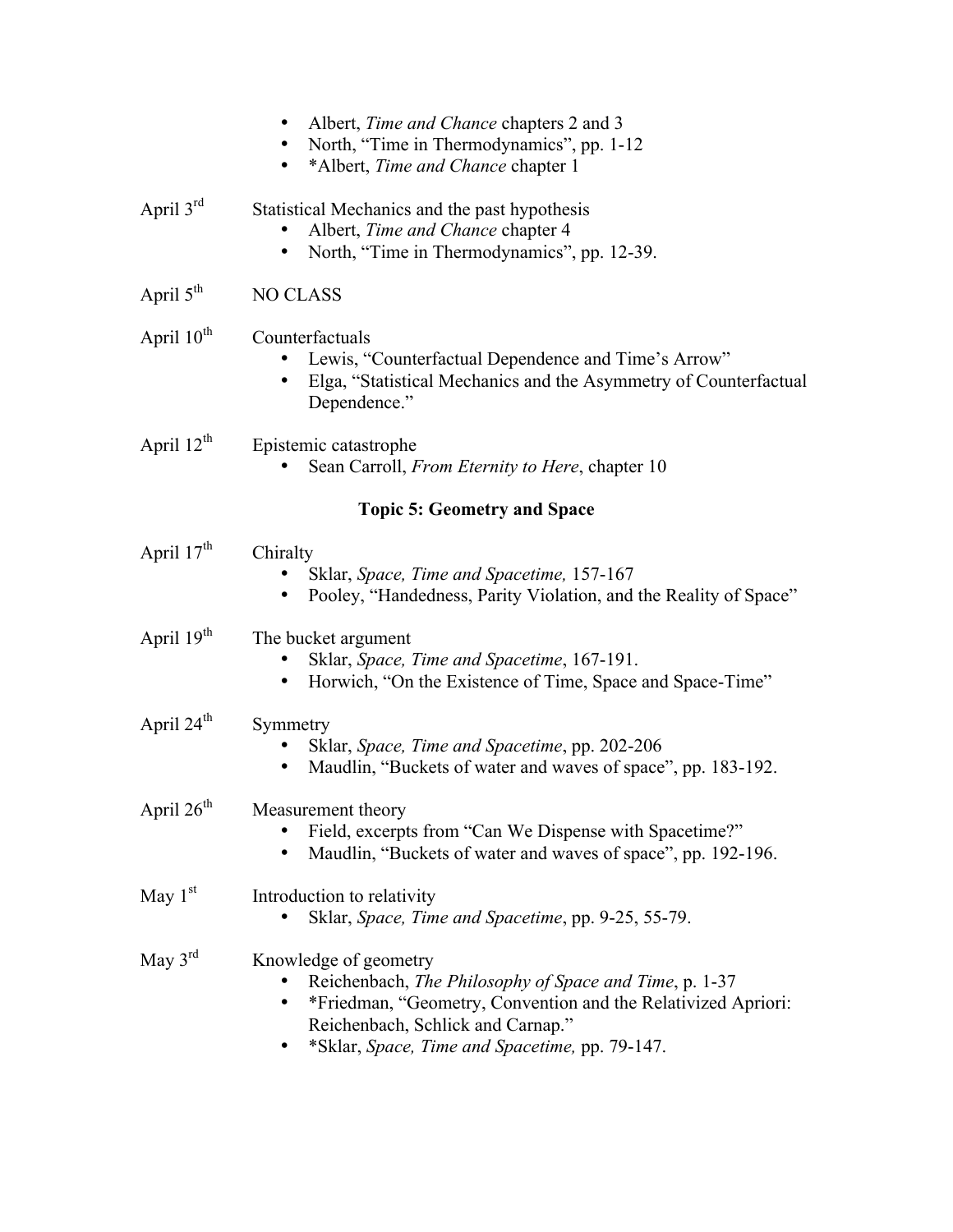- Albert, *Time and Chance* chapters 2 and 3
- North, "Time in Thermodynamics", pp. 1-12
- *Albert, *Time and Chance* chapter 1

April 3rd Statistical Mechanics and the past hypothesis

- Albert, *Time and Chance* chapter 4
- North, "Time in Thermodynamics", pp. 12-39.

April 5th NO CLASS

April 10th Counterfactuals

- Lewis, "Counterfactual Dependence and Time's Arrow"
- Elga, "Statistical Mechanics and the Asymmetry of Counterfactual Dependence."

April 12th Epistemic catastrophe

- Sean Carroll, *From Eternity to Here*, chapter 10

## Topic 5: Geometry and Space

April 17th Chiralty

- Sklar, *Space, Time and Spacetime,* 157-167
- Pooley, "Handedness, Parity Violation, and the Reality of Space"

April 19th The bucket argument

- Sklar, *Space, Time and Spacetime*, 167-191.
- Horwich, "On the Existence of Time, Space and Space-Time"

April 24th Symmetry

- Sklar, *Space, Time and Spacetime*, pp. 202-206
- Maudlin, "Buckets of water and waves of space", pp. 183-192.

April 26th Measurement theory

- Field, excerpts from "Can We Dispense with Spacetime?"
- Maudlin, "Buckets of water and waves of space", pp. 192-196.

May 1st Introduction to relativity

- Sklar, *Space, Time and Spacetime*, pp. 9-25, 55-79.

May 3rd Knowledge of geometry

- Reichenbach, *The Philosophy of Space and Time*, p. 1-37
- *Friedman, "Geometry, Convention and the Relativized Apriori: Reichenbach, Schlick and Carnap."
- *Sklar, *Space, Time and Spacetime,* pp. 79-147.